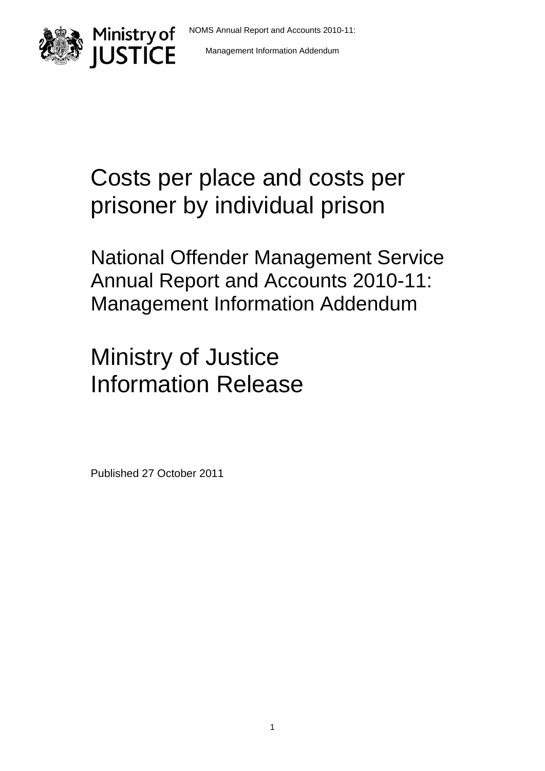# Costs per place and costs per prisoner by individual prison

## National Offender Management Service Annual Report and Accounts 2010-11: Management Information Addendum

## Ministry of Justice Information Release

Published 27 October 2011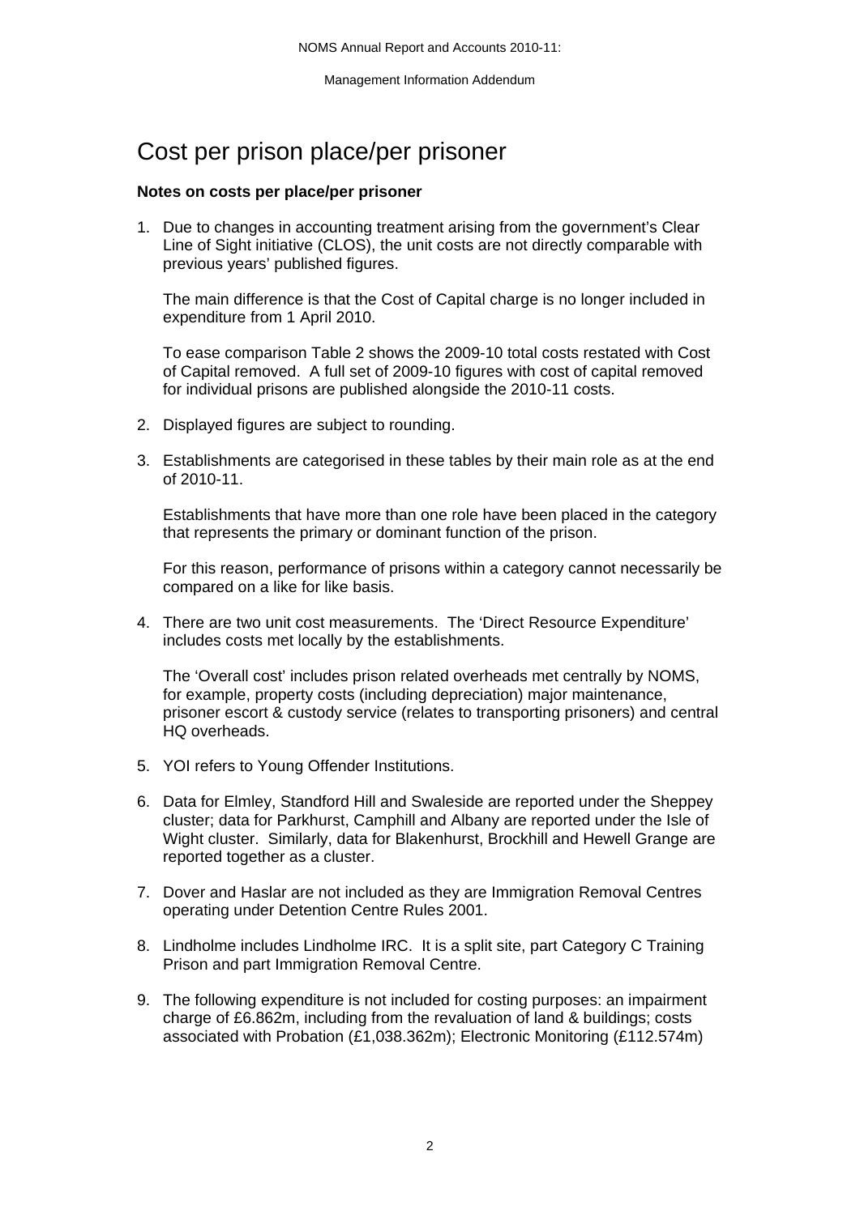# Cost per prison place/per prisoner

**Notes on costs per place/per prisoner**

1. Due to changes in accounting treatment arising from the government's Clear Line of Sight initiative (CLOS), the unit costs are not directly comparable with previous years' published figures.

   The main difference is that the Cost of Capital charge is no longer included in expenditure from 1 April 2010.

   To ease comparison Table 2 shows the 2009-10 total costs restated with Cost of Capital removed. A full set of 2009-10 figures with cost of capital removed for individual prisons are published alongside the 2010-11 costs.

2. Displayed figures are subject to rounding.

3. Establishments are categorised in these tables by their main role as at the end of 2010-11.

   Establishments that have more than one role have been placed in the category that represents the primary or dominant function of the prison.

   For this reason, performance of prisons within a category cannot necessarily be compared on a like for like basis.

4. There are two unit cost measurements. The 'Direct Resource Expenditure' includes costs met locally by the establishments.

   The 'Overall cost' includes prison related overheads met centrally by NOMS, for example, property costs (including depreciation) major maintenance, prisoner escort & custody service (relates to transporting prisoners) and central HQ overheads.

5. YOI refers to Young Offender Institutions.

6. Data for Elmley, Standford Hill and Swaleside are reported under the Sheppey cluster; data for Parkhurst, Camphill and Albany are reported under the Isle of Wight cluster. Similarly, data for Blakenhurst, Brockhill and Hewell Grange are reported together as a cluster.

7. Dover and Haslar are not included as they are Immigration Removal Centres operating under Detention Centre Rules 2001.

8. Lindholme includes Lindholme IRC. It is a split site, part Category C Training Prison and part Immigration Removal Centre.

9. The following expenditure is not included for costing purposes: an impairment charge of £6.862m, including from the revaluation of land & buildings; costs associated with Probation (£1,038.362m); Electronic Monitoring (£112.574m)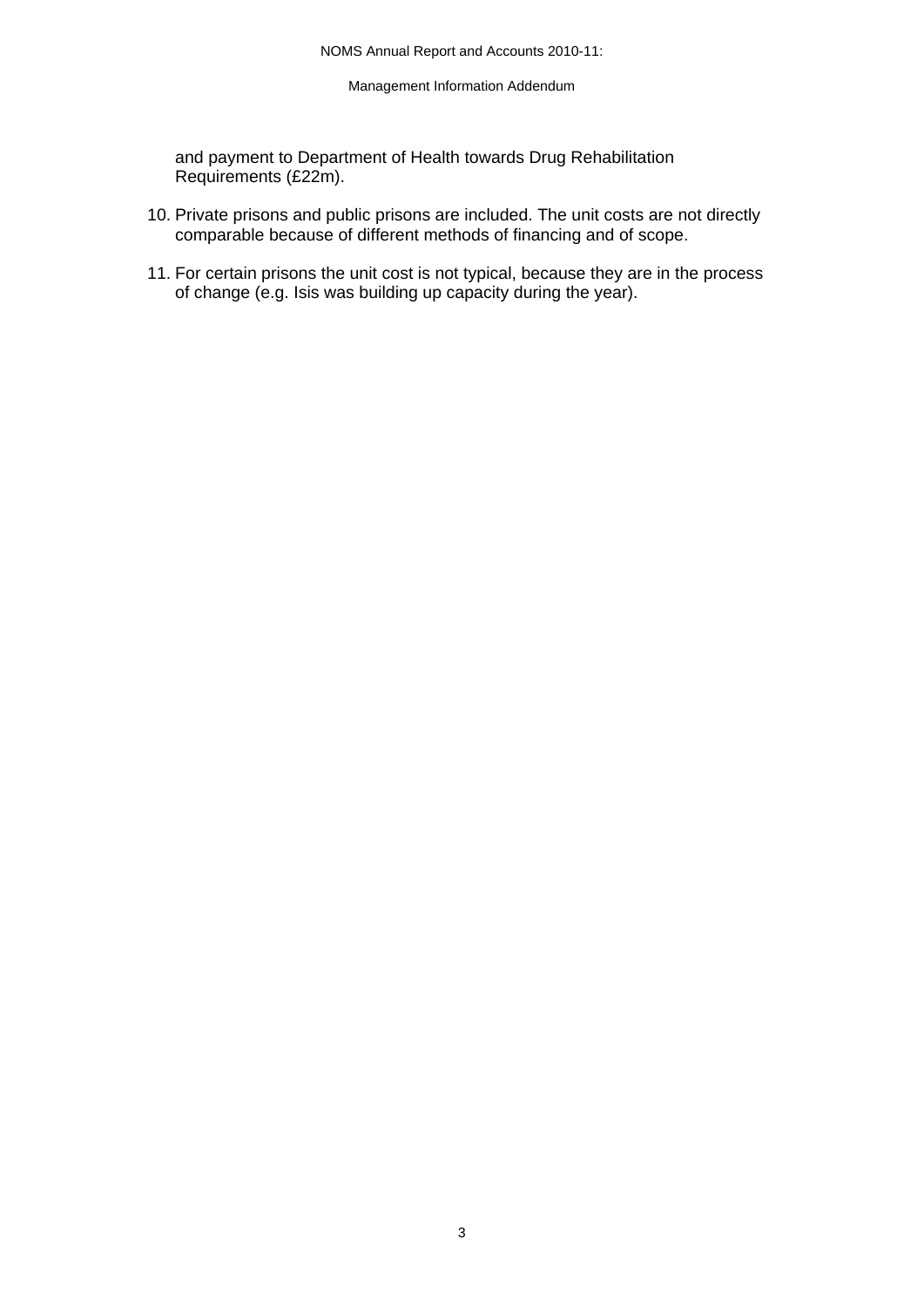and payment to Department of Health towards Drug Rehabilitation Requirements (£22m).

10. Private prisons and public prisons are included. The unit costs are not directly comparable because of different methods of financing and of scope.

11. For certain prisons the unit cost is not typical, because they are in the process of change (e.g. Isis was building up capacity during the year).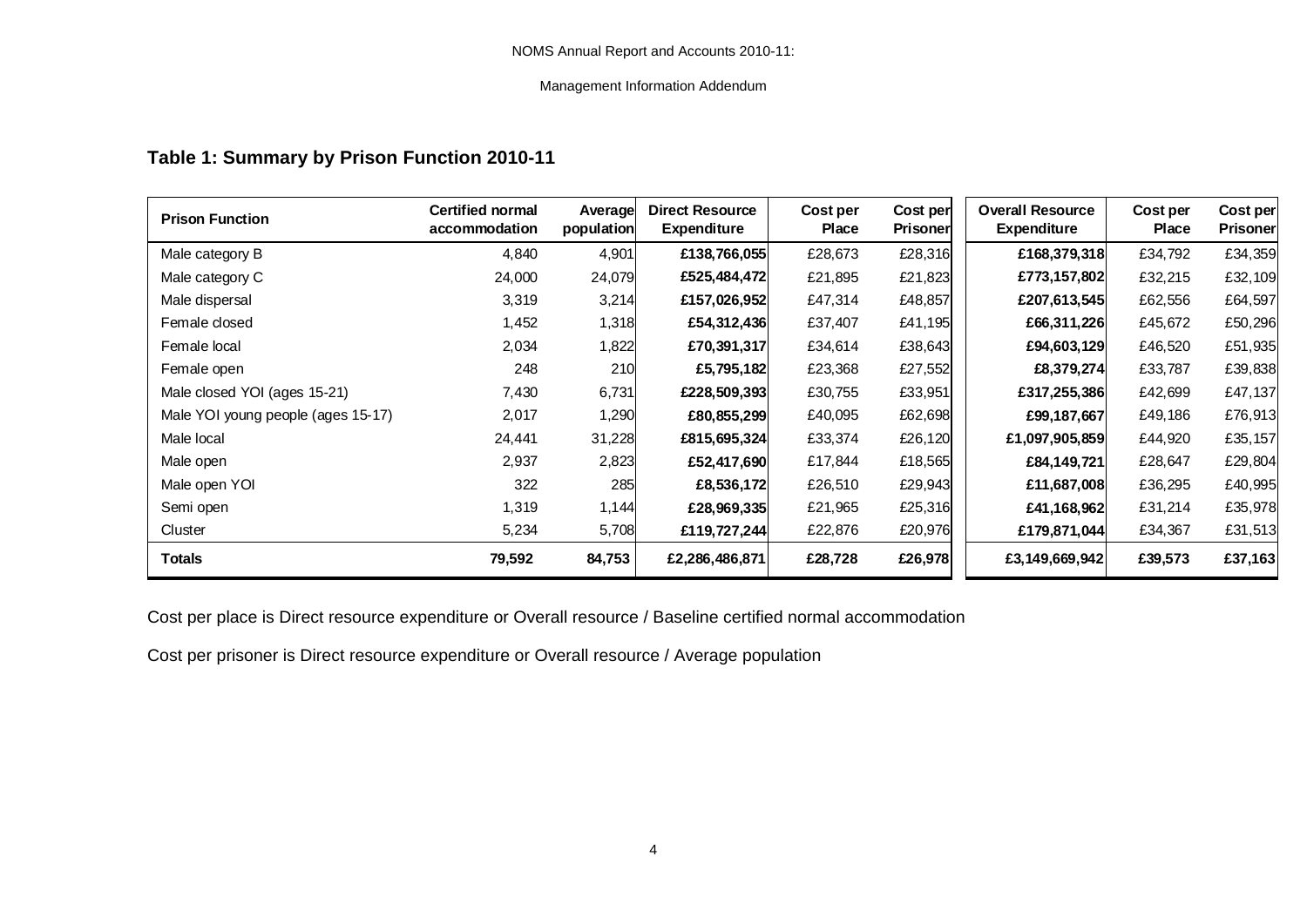NOMS Annual Report and Accounts 2010-11:

Management Information Addendum

### Table 1: Summary by Prison Function 2010-11

| Prison Function | Certified normal accommodation | Average population | Direct Resource Expenditure | Cost per Place | Cost per Prisoner | Overall Resource Expenditure | Cost per Place | Cost per Prisoner |
|---|---|---|---|---|---|---|---|---|
| Male category B | 4,840 | 4,901 | **£138,766,055** | £28,673 | £28,316 | **£168,379,318** | £34,792 | £34,359 |
| Male category C | 24,000 | 24,079 | **£525,484,472** | £21,895 | £21,823 | **£773,157,802** | £32,215 | £32,109 |
| Male dispersal | 3,319 | 3,214 | **£157,026,952** | £47,314 | £48,857 | **£207,613,545** | £62,556 | £64,597 |
| Female closed | 1,452 | 1,318 | **£54,312,436** | £37,407 | £41,195 | **£66,311,226** | £45,672 | £50,296 |
| Female local | 2,034 | 1,822 | **£70,391,317** | £34,614 | £38,643 | **£94,603,129** | £46,520 | £51,935 |
| Female open | 248 | 210 | **£5,795,182** | £23,368 | £27,552 | **£8,379,274** | £33,787 | £39,838 |
| Male closed YOI (ages 15-21) | 7,430 | 6,731 | **£228,509,393** | £30,755 | £33,951 | **£317,255,386** | £42,699 | £47,137 |
| Male YOI young people (ages 15-17) | 2,017 | 1,290 | **£80,855,299** | £40,095 | £62,698 | **£99,187,667** | £49,186 | £76,913 |
| Male local | 24,441 | 31,228 | **£815,695,324** | £33,374 | £26,120 | **£1,097,905,859** | £44,920 | £35,157 |
| Male open | 2,937 | 2,823 | **£52,417,690** | £17,844 | £18,565 | **£84,149,721** | £28,647 | £29,804 |
| Male open YOI | 322 | 285 | **£8,536,172** | £26,510 | £29,943 | **£11,687,008** | £36,295 | £40,995 |
| Semi open | 1,319 | 1,144 | **£28,969,335** | £21,965 | £25,316 | **£41,168,962** | £31,214 | £35,978 |
| Cluster | 5,234 | 5,708 | **£119,727,244** | £22,876 | £20,976 | **£179,871,044** | £34,367 | £31,513 |
| **Totals** | **79,592** | **84,753** | **£2,286,486,871** | **£28,728** | **£26,978** | **£3,149,669,942** | **£39,573** | **£37,163** |

Cost per place is Direct resource expenditure or Overall resource / Baseline certified normal accommodation

Cost per prisoner is Direct resource expenditure or Overall resource / Average population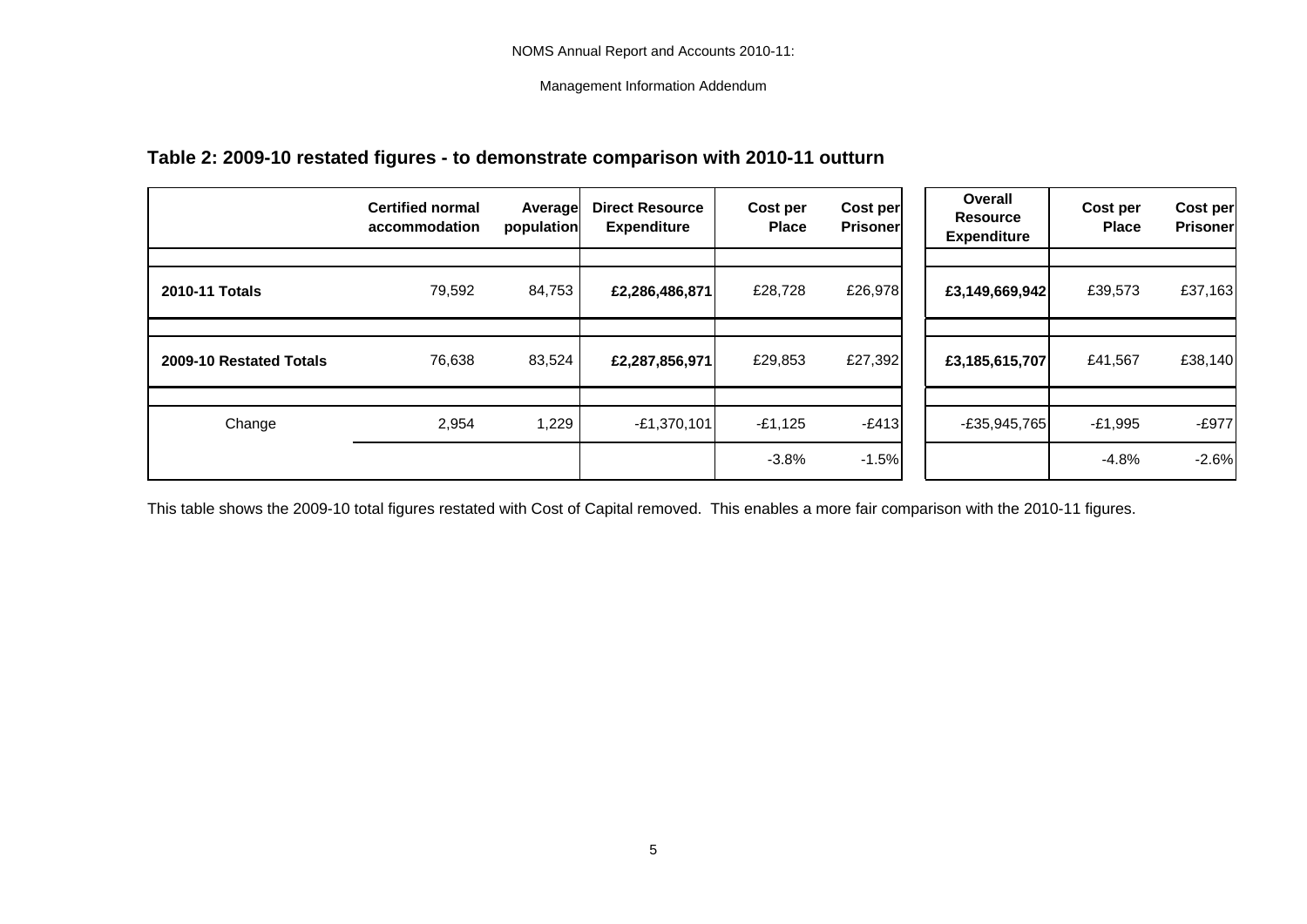## Table 2: 2009-10 restated figures - to demonstrate comparison with 2010-11 outturn

| | Certified normal accommodation | Average population | Direct Resource Expenditure | Cost per Place | Cost per Prisoner | Overall Resource Expenditure | Cost per Place | Cost per Prisoner |
|---|---|---|---|---|---|---|---|---|
| **2010-11 Totals** | 79,592 | 84,753 | **£2,286,486,871** | £28,728 | £26,978 | **£3,149,669,942** | £39,573 | £37,163 |
| **2009-10 Restated Totals** | 76,638 | 83,524 | **£2,287,856,971** | £29,853 | £27,392 | **£3,185,615,707** | £41,567 | £38,140 |
| Change | 2,954 | 1,229 | -£1,370,101 | -£1,125 | -£413 | -£35,945,765 | -£1,995 | -£977 |
| | | | | -3.8% | -1.5% | | -4.8% | -2.6% |

This table shows the 2009-10 total figures restated with Cost of Capital removed. This enables a more fair comparison with the 2010-11 figures.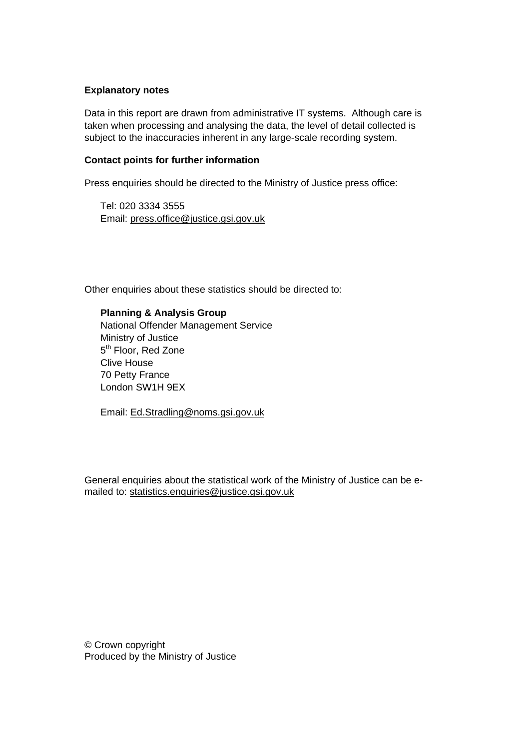**Explanatory notes**

Data in this report are drawn from administrative IT systems. Although care is taken when processing and analysing the data, the level of detail collected is subject to the inaccuracies inherent in any large-scale recording system.

**Contact points for further information**

Press enquiries should be directed to the Ministry of Justice press office:

Tel: 020 3334 3555
Email: press.office@justice.gsi.gov.uk

Other enquiries about these statistics should be directed to:

**Planning & Analysis Group**
National Offender Management Service
Ministry of Justice
5th Floor, Red Zone
Clive House
70 Petty France
London SW1H 9EX

Email: Ed.Stradling@noms.gsi.gov.uk

General enquiries about the statistical work of the Ministry of Justice can be e-mailed to: statistics.enquiries@justice.gsi.gov.uk

© Crown copyright
Produced by the Ministry of Justice